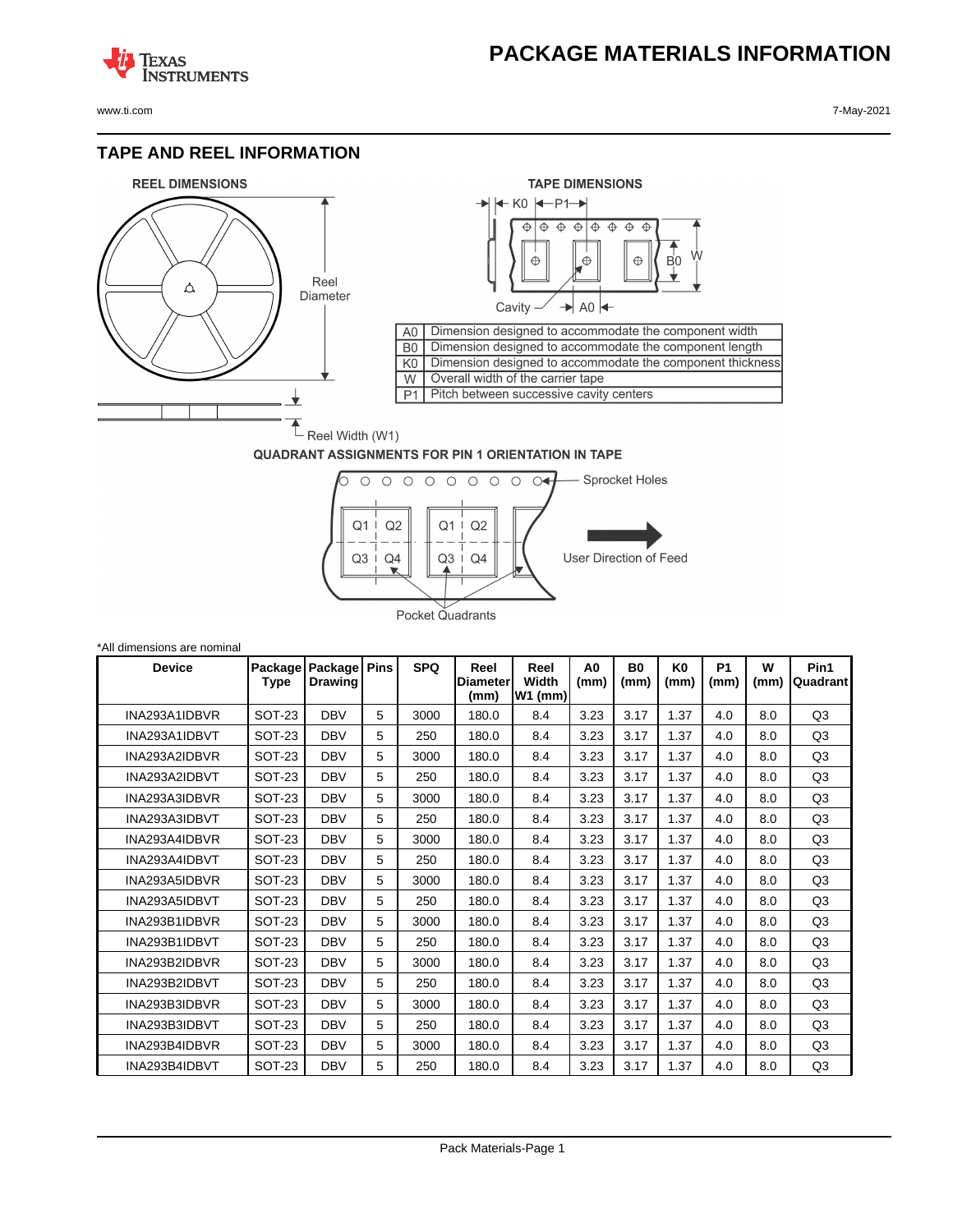# PACKAGE MATERIALS INFORMATION

www.ti.com

7-May-2021

## TAPE AND REEL INFORMATION

**REEL DIMENSIONS**

Reel Diameter

Reel Width (W1)

**TAPE DIMENSIONS**

| | |
|---|---|
| A0 | Dimension designed to accommodate the component width |
| B0 | Dimension designed to accommodate the component length |
| K0 | Dimension designed to accommodate the component thickness |
| W | Overall width of the carrier tape |
| P1 | Pitch between successive cavity centers |

**QUADRANT ASSIGNMENTS FOR PIN 1 ORIENTATION IN TAPE**

Sprocket Holes

User Direction of Feed

Pocket Quadrants

*All dimensions are nominal

| Device | Package Type | Package Drawing | Pins | SPQ | Reel Diameter (mm) | Reel Width W1 (mm) | A0 (mm) | B0 (mm) | K0 (mm) | P1 (mm) | W (mm) | Pin1 Quadrant |
|---|---|---|---|---|---|---|---|---|---|---|---|---|
| INA293A1IDBVR | SOT-23 | DBV | 5 | 3000 | 180.0 | 8.4 | 3.23 | 3.17 | 1.37 | 4.0 | 8.0 | Q3 |
| INA293A1IDBVT | SOT-23 | DBV | 5 | 250 | 180.0 | 8.4 | 3.23 | 3.17 | 1.37 | 4.0 | 8.0 | Q3 |
| INA293A2IDBVR | SOT-23 | DBV | 5 | 3000 | 180.0 | 8.4 | 3.23 | 3.17 | 1.37 | 4.0 | 8.0 | Q3 |
| INA293A2IDBVT | SOT-23 | DBV | 5 | 250 | 180.0 | 8.4 | 3.23 | 3.17 | 1.37 | 4.0 | 8.0 | Q3 |
| INA293A3IDBVR | SOT-23 | DBV | 5 | 3000 | 180.0 | 8.4 | 3.23 | 3.17 | 1.37 | 4.0 | 8.0 | Q3 |
| INA293A3IDBVT | SOT-23 | DBV | 5 | 250 | 180.0 | 8.4 | 3.23 | 3.17 | 1.37 | 4.0 | 8.0 | Q3 |
| INA293A4IDBVR | SOT-23 | DBV | 5 | 3000 | 180.0 | 8.4 | 3.23 | 3.17 | 1.37 | 4.0 | 8.0 | Q3 |
| INA293A4IDBVT | SOT-23 | DBV | 5 | 250 | 180.0 | 8.4 | 3.23 | 3.17 | 1.37 | 4.0 | 8.0 | Q3 |
| INA293A5IDBVR | SOT-23 | DBV | 5 | 3000 | 180.0 | 8.4 | 3.23 | 3.17 | 1.37 | 4.0 | 8.0 | Q3 |
| INA293A5IDBVT | SOT-23 | DBV | 5 | 250 | 180.0 | 8.4 | 3.23 | 3.17 | 1.37 | 4.0 | 8.0 | Q3 |
| INA293B1IDBVR | SOT-23 | DBV | 5 | 3000 | 180.0 | 8.4 | 3.23 | 3.17 | 1.37 | 4.0 | 8.0 | Q3 |
| INA293B1IDBVT | SOT-23 | DBV | 5 | 250 | 180.0 | 8.4 | 3.23 | 3.17 | 1.37 | 4.0 | 8.0 | Q3 |
| INA293B2IDBVR | SOT-23 | DBV | 5 | 3000 | 180.0 | 8.4 | 3.23 | 3.17 | 1.37 | 4.0 | 8.0 | Q3 |
| INA293B2IDBVT | SOT-23 | DBV | 5 | 250 | 180.0 | 8.4 | 3.23 | 3.17 | 1.37 | 4.0 | 8.0 | Q3 |
| INA293B3IDBVR | SOT-23 | DBV | 5 | 3000 | 180.0 | 8.4 | 3.23 | 3.17 | 1.37 | 4.0 | 8.0 | Q3 |
| INA293B3IDBVT | SOT-23 | DBV | 5 | 250 | 180.0 | 8.4 | 3.23 | 3.17 | 1.37 | 4.0 | 8.0 | Q3 |
| INA293B4IDBVR | SOT-23 | DBV | 5 | 3000 | 180.0 | 8.4 | 3.23 | 3.17 | 1.37 | 4.0 | 8.0 | Q3 |
| INA293B4IDBVT | SOT-23 | DBV | 5 | 250 | 180.0 | 8.4 | 3.23 | 3.17 | 1.37 | 4.0 | 8.0 | Q3 |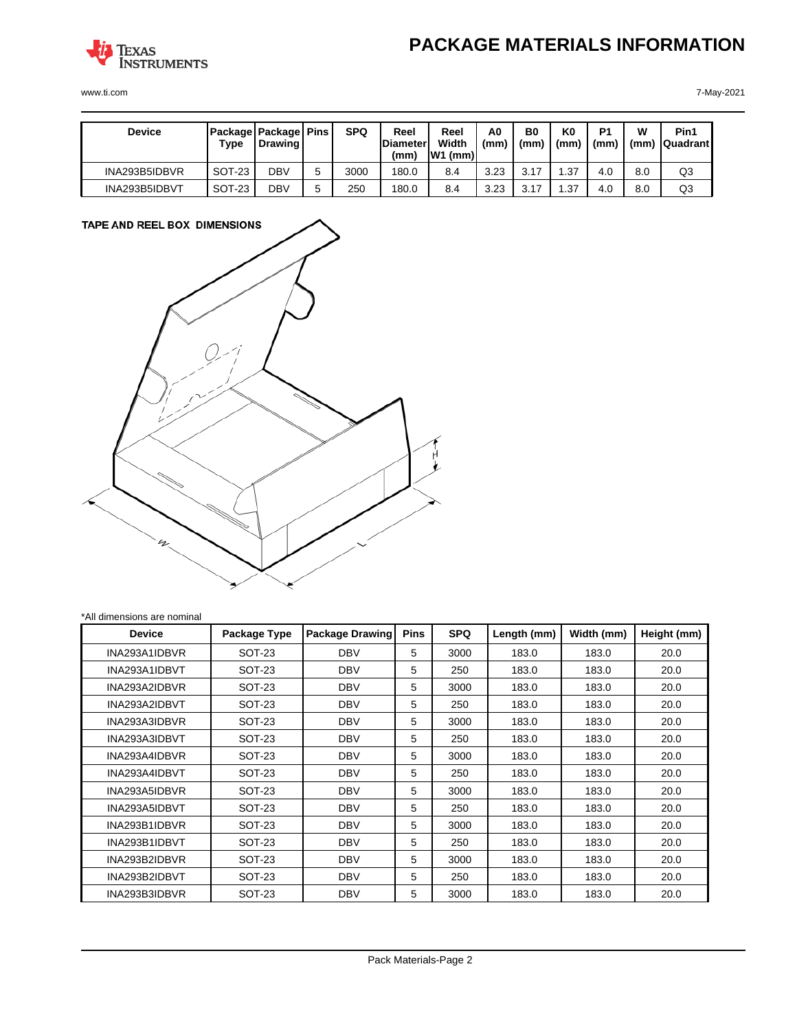| Device | Package Type | Package Drawing | Pins | SPQ | Reel Diameter (mm) | Reel Width W1 (mm) | A0 (mm) | B0 (mm) | K0 (mm) | P1 (mm) | W (mm) | Pin1 Quadrant |
|---|---|---|---|---|---|---|---|---|---|---|---|---|
| INA293B5IDBVR | SOT-23 | DBV | 5 | 3000 | 180.0 | 8.4 | 3.23 | 3.17 | 1.37 | 4.0 | 8.0 | Q3 |
| INA293B5IDBVT | SOT-23 | DBV | 5 | 250 | 180.0 | 8.4 | 3.23 | 3.17 | 1.37 | 4.0 | 8.0 | Q3 |

**TAPE AND REEL BOX DIMENSIONS**

*All dimensions are nominal

| Device | Package Type | Package Drawing | Pins | SPQ | Length (mm) | Width (mm) | Height (mm) |
|---|---|---|---|---|---|---|---|
| INA293A1IDBVR | SOT-23 | DBV | 5 | 3000 | 183.0 | 183.0 | 20.0 |
| INA293A1IDBVT | SOT-23 | DBV | 5 | 250 | 183.0 | 183.0 | 20.0 |
| INA293A2IDBVR | SOT-23 | DBV | 5 | 3000 | 183.0 | 183.0 | 20.0 |
| INA293A2IDBVT | SOT-23 | DBV | 5 | 250 | 183.0 | 183.0 | 20.0 |
| INA293A3IDBVR | SOT-23 | DBV | 5 | 3000 | 183.0 | 183.0 | 20.0 |
| INA293A3IDBVT | SOT-23 | DBV | 5 | 250 | 183.0 | 183.0 | 20.0 |
| INA293A4IDBVR | SOT-23 | DBV | 5 | 3000 | 183.0 | 183.0 | 20.0 |
| INA293A4IDBVT | SOT-23 | DBV | 5 | 250 | 183.0 | 183.0 | 20.0 |
| INA293A5IDBVR | SOT-23 | DBV | 5 | 3000 | 183.0 | 183.0 | 20.0 |
| INA293A5IDBVT | SOT-23 | DBV | 5 | 250 | 183.0 | 183.0 | 20.0 |
| INA293B1IDBVR | SOT-23 | DBV | 5 | 3000 | 183.0 | 183.0 | 20.0 |
| INA293B1IDBVT | SOT-23 | DBV | 5 | 250 | 183.0 | 183.0 | 20.0 |
| INA293B2IDBVR | SOT-23 | DBV | 5 | 3000 | 183.0 | 183.0 | 20.0 |
| INA293B2IDBVT | SOT-23 | DBV | 5 | 250 | 183.0 | 183.0 | 20.0 |
| INA293B3IDBVR | SOT-23 | DBV | 5 | 3000 | 183.0 | 183.0 | 20.0 |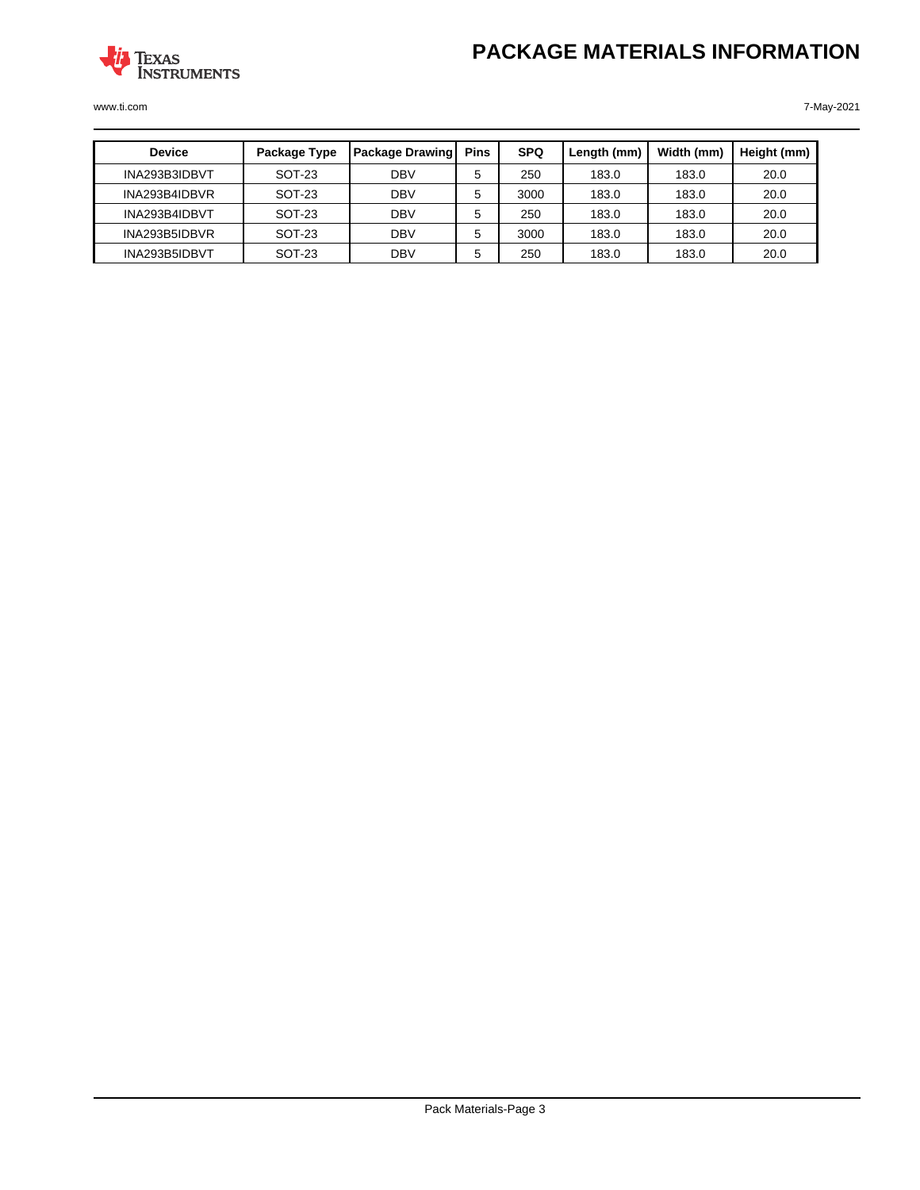| Device | Package Type | Package Drawing | Pins | SPQ | Length (mm) | Width (mm) | Height (mm) |
| --- | --- | --- | --- | --- | --- | --- | --- |
| INA293B3IDBVT | SOT-23 | DBV | 5 | 250 | 183.0 | 183.0 | 20.0 |
| INA293B4IDBVR | SOT-23 | DBV | 5 | 3000 | 183.0 | 183.0 | 20.0 |
| INA293B4IDBVT | SOT-23 | DBV | 5 | 250 | 183.0 | 183.0 | 20.0 |
| INA293B5IDBVR | SOT-23 | DBV | 5 | 3000 | 183.0 | 183.0 | 20.0 |
| INA293B5IDBVT | SOT-23 | DBV | 5 | 250 | 183.0 | 183.0 | 20.0 |